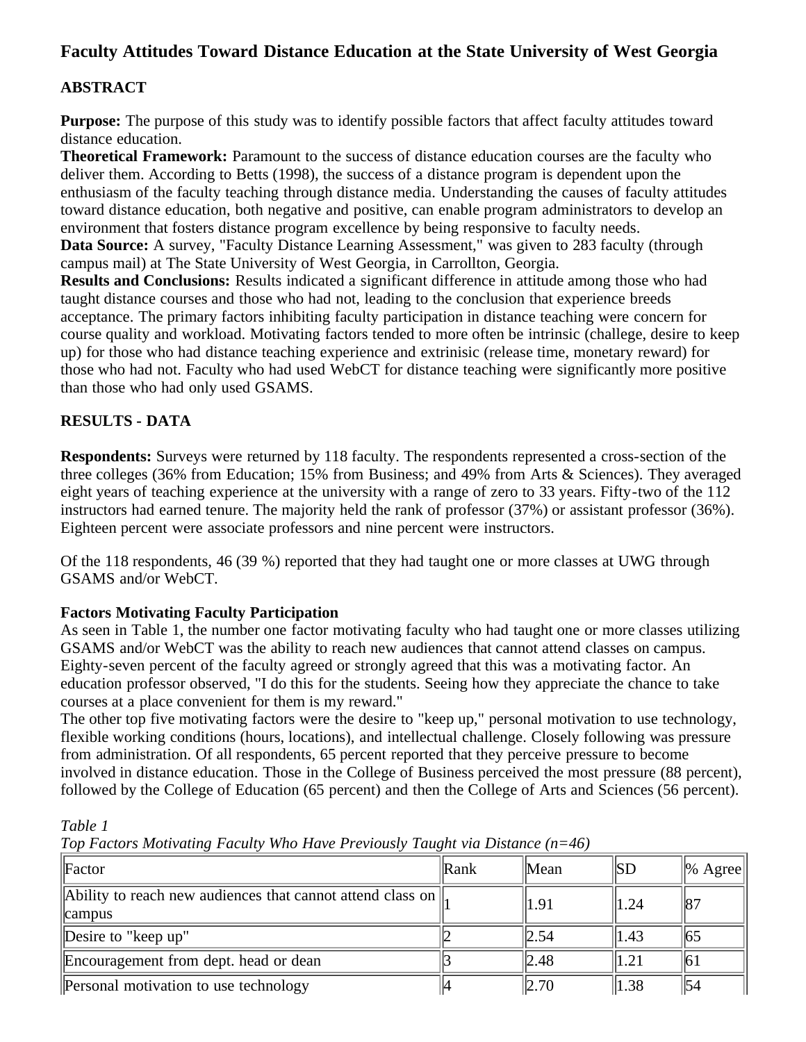# Faculty Attitudes Toward Distance Education at the State University of West Georgia

## ABSTRACT

**Purpose:** The purpose of this study was to identify possible factors that affect faculty attitudes toward distance education.
**Theoretical Framework:** Paramount to the success of distance education courses are the faculty who deliver them. According to Betts (1998), the success of a distance program is dependent upon the enthusiasm of the faculty teaching through distance media. Understanding the causes of faculty attitudes toward distance education, both negative and positive, can enable program administrators to develop an environment that fosters distance program excellence by being responsive to faculty needs.
**Data Source:** A survey, "Faculty Distance Learning Assessment," was given to 283 faculty (through campus mail) at The State University of West Georgia, in Carrollton, Georgia.
**Results and Conclusions:** Results indicated a significant difference in attitude among those who had taught distance courses and those who had not, leading to the conclusion that experience breeds acceptance. The primary factors inhibiting faculty participation in distance teaching were concern for course quality and workload. Motivating factors tended to more often be intrinsic (challege, desire to keep up) for those who had distance teaching experience and extrinisic (release time, monetary reward) for those who had not. Faculty who had used WebCT for distance teaching were significantly more positive than those who had only used GSAMS.

## RESULTS - DATA

**Respondents:** Surveys were returned by 118 faculty. The respondents represented a cross-section of the three colleges (36% from Education; 15% from Business; and 49% from Arts & Sciences). They averaged eight years of teaching experience at the university with a range of zero to 33 years. Fifty-two of the 112 instructors had earned tenure. The majority held the rank of professor (37%) or assistant professor (36%). Eighteen percent were associate professors and nine percent were instructors.

Of the 118 respondents, 46 (39 %) reported that they had taught one or more classes at UWG through GSAMS and/or WebCT.

### Factors Motivating Faculty Participation

As seen in Table 1, the number one factor motivating faculty who had taught one or more classes utilizing GSAMS and/or WebCT was the ability to reach new audiences that cannot attend classes on campus. Eighty-seven percent of the faculty agreed or strongly agreed that this was a motivating factor. An education professor observed, "I do this for the students. Seeing how they appreciate the chance to take courses at a place convenient for them is my reward."
The other top five motivating factors were the desire to "keep up," personal motivation to use technology, flexible working conditions (hours, locations), and intellectual challenge. Closely following was pressure from administration. Of all respondents, 65 percent reported that they perceive pressure to become involved in distance education. Those in the College of Business perceived the most pressure (88 percent), followed by the College of Education (65 percent) and then the College of Arts and Sciences (56 percent).

*Table 1*
*Top Factors Motivating Faculty Who Have Previously Taught via Distance (n=46)*

| Factor | Rank | Mean | SD | % Agree |
|---|---|---|---|---|
| Ability to reach new audiences that cannot attend class on campus | 1 | 1.91 | 1.24 | 87 |
| Desire to "keep up" | 2 | 2.54 | 1.43 | 65 |
| Encouragement from dept. head or dean | 3 | 2.48 | 1.21 | 61 |
| Personal motivation to use technology | 4 | 2.70 | 1.38 | 54 |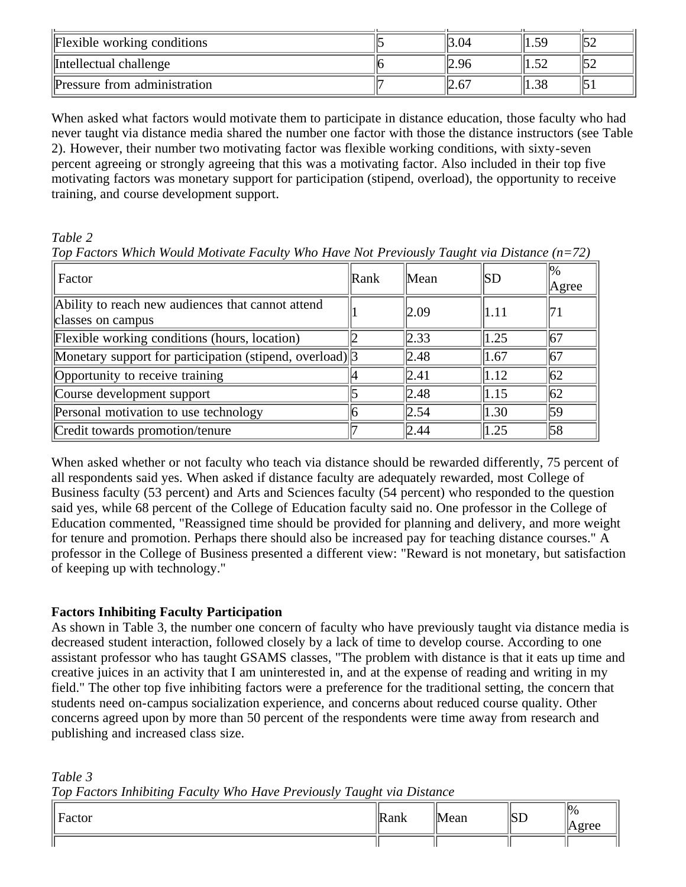| Flexible working conditions | 5 | 3.04 | 1.59 | 52 |
|---|---|---|---|---|
| Intellectual challenge | 6 | 2.96 | 1.52 | 52 |
| Pressure from administration | 7 | 2.67 | 1.38 | 51 |

When asked what factors would motivate them to participate in distance education, those faculty who had never taught via distance media shared the number one factor with those the distance instructors (see Table 2). However, their number two motivating factor was flexible working conditions, with sixty-seven percent agreeing or strongly agreeing that this was a motivating factor. Also included in their top five motivating factors was monetary support for participation (stipend, overload), the opportunity to receive training, and course development support.

*Table 2*
*Top Factors Which Would Motivate Faculty Who Have Not Previously Taught via Distance (n=72)*

| Factor | Rank | Mean | SD | % Agree |
|---|---|---|---|---|
| Ability to reach new audiences that cannot attend classes on campus | 1 | 2.09 | 1.11 | 71 |
| Flexible working conditions (hours, location) | 2 | 2.33 | 1.25 | 67 |
| Monetary support for participation (stipend, overload) | 3 | 2.48 | 1.67 | 67 |
| Opportunity to receive training | 4 | 2.41 | 1.12 | 62 |
| Course development support | 5 | 2.48 | 1.15 | 62 |
| Personal motivation to use technology | 6 | 2.54 | 1.30 | 59 |
| Credit towards promotion/tenure | 7 | 2.44 | 1.25 | 58 |

When asked whether or not faculty who teach via distance should be rewarded differently, 75 percent of all respondents said yes. When asked if distance faculty are adequately rewarded, most College of Business faculty (53 percent) and Arts and Sciences faculty (54 percent) who responded to the question said yes, while 68 percent of the College of Education faculty said no. One professor in the College of Education commented, "Reassigned time should be provided for planning and delivery, and more weight for tenure and promotion. Perhaps there should also be increased pay for teaching distance courses." A professor in the College of Business presented a different view: "Reward is not monetary, but satisfaction of keeping up with technology."

**Factors Inhibiting Faculty Participation**

As shown in Table 3, the number one concern of faculty who have previously taught via distance media is decreased student interaction, followed closely by a lack of time to develop course. According to one assistant professor who has taught GSAMS classes, "The problem with distance is that it eats up time and creative juices in an activity that I am uninterested in, and at the expense of reading and writing in my field." The other top five inhibiting factors were a preference for the traditional setting, the concern that students need on-campus socialization experience, and concerns about reduced course quality. Other concerns agreed upon by more than 50 percent of the respondents were time away from research and publishing and increased class size.

*Table 3*
*Top Factors Inhibiting Faculty Who Have Previously Taught via Distance*

| Factor | Rank | Mean | SD | % Agree |
|---|---|---|---|---|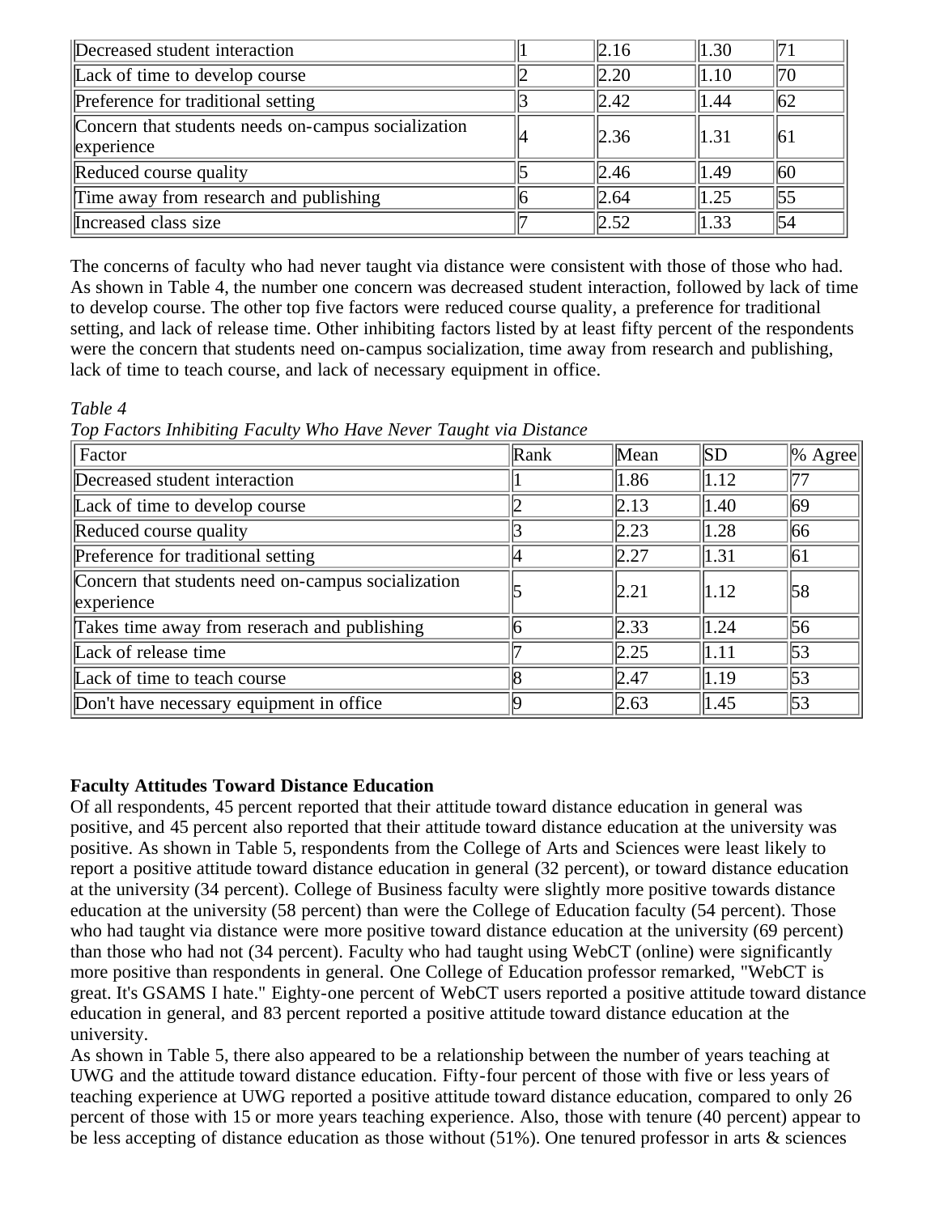| | | | | |
|---|---|---|---|---|
| Decreased student interaction | 1 | 2.16 | 1.30 | 71 |
| Lack of time to develop course | 2 | 2.20 | 1.10 | 70 |
| Preference for traditional setting | 3 | 2.42 | 1.44 | 62 |
| Concern that students needs on-campus socialization experience | 4 | 2.36 | 1.31 | 61 |
| Reduced course quality | 5 | 2.46 | 1.49 | 60 |
| Time away from research and publishing | 6 | 2.64 | 1.25 | 55 |
| Increased class size | 7 | 2.52 | 1.33 | 54 |

The concerns of faculty who had never taught via distance were consistent with those of those who had. As shown in Table 4, the number one concern was decreased student interaction, followed by lack of time to develop course. The other top five factors were reduced course quality, a preference for traditional setting, and lack of release time. Other inhibiting factors listed by at least fifty percent of the respondents were the concern that students need on-campus socialization, time away from research and publishing, lack of time to teach course, and lack of necessary equipment in office.

*Table 4*
*Top Factors Inhibiting Faculty Who Have Never Taught via Distance*

| Factor | Rank | Mean | SD | % Agree |
|---|---|---|---|---|
| Decreased student interaction | 1 | 1.86 | 1.12 | 77 |
| Lack of time to develop course | 2 | 2.13 | 1.40 | 69 |
| Reduced course quality | 3 | 2.23 | 1.28 | 66 |
| Preference for traditional setting | 4 | 2.27 | 1.31 | 61 |
| Concern that students need on-campus socialization experience | 5 | 2.21 | 1.12 | 58 |
| Takes time away from reserach and publishing | 6 | 2.33 | 1.24 | 56 |
| Lack of release time | 7 | 2.25 | 1.11 | 53 |
| Lack of time to teach course | 8 | 2.47 | 1.19 | 53 |
| Don't have necessary equipment in office | 9 | 2.63 | 1.45 | 53 |

**Faculty Attitudes Toward Distance Education**

Of all respondents, 45 percent reported that their attitude toward distance education in general was positive, and 45 percent also reported that their attitude toward distance education at the university was positive. As shown in Table 5, respondents from the College of Arts and Sciences were least likely to report a positive attitude toward distance education in general (32 percent), or toward distance education at the university (34 percent). College of Business faculty were slightly more positive towards distance education at the university (58 percent) than were the College of Education faculty (54 percent). Those who had taught via distance were more positive toward distance education at the university (69 percent) than those who had not (34 percent). Faculty who had taught using WebCT (online) were significantly more positive than respondents in general. One College of Education professor remarked, "WebCT is great. It's GSAMS I hate." Eighty-one percent of WebCT users reported a positive attitude toward distance education in general, and 83 percent reported a positive attitude toward distance education at the university.

As shown in Table 5, there also appeared to be a relationship between the number of years teaching at UWG and the attitude toward distance education. Fifty-four percent of those with five or less years of teaching experience at UWG reported a positive attitude toward distance education, compared to only 26 percent of those with 15 or more years teaching experience. Also, those with tenure (40 percent) appear to be less accepting of distance education as those without (51%). One tenured professor in arts & sciences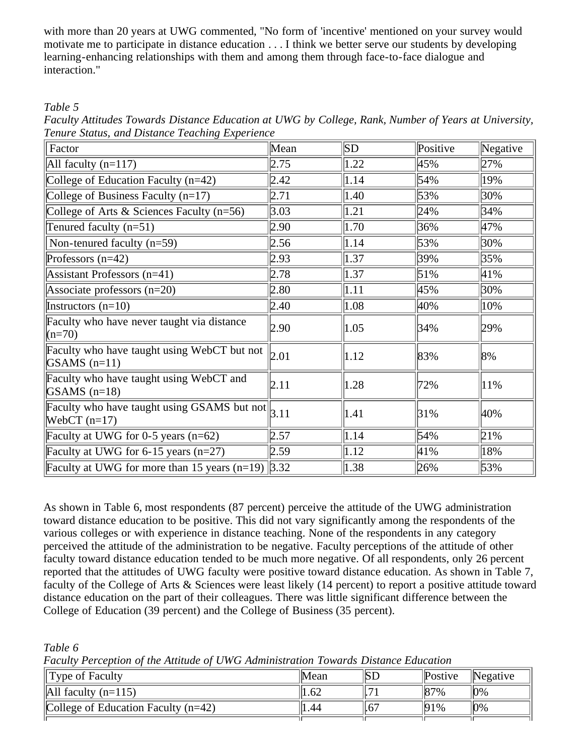with more than 20 years at UWG commented, "No form of 'incentive' mentioned on your survey would motivate me to participate in distance education . . . I think we better serve our students by developing learning-enhancing relationships with them and among them through face-to-face dialogue and interaction."

*Table 5*
*Faculty Attitudes Towards Distance Education at UWG by College, Rank, Number of Years at University, Tenure Status, and Distance Teaching Experience*

| Factor | Mean | SD | Positive | Negative |
|---|---|---|---|---|
| All faculty (n=117) | 2.75 | 1.22 | 45% | 27% |
| College of Education Faculty (n=42) | 2.42 | 1.14 | 54% | 19% |
| College of Business Faculty (n=17) | 2.71 | 1.40 | 53% | 30% |
| College of Arts & Sciences Faculty (n=56) | 3.03 | 1.21 | 24% | 34% |
| Tenured faculty (n=51) | 2.90 | 1.70 | 36% | 47% |
| Non-tenured faculty (n=59) | 2.56 | 1.14 | 53% | 30% |
| Professors (n=42) | 2.93 | 1.37 | 39% | 35% |
| Assistant Professors (n=41) | 2.78 | 1.37 | 51% | 41% |
| Associate professors (n=20) | 2.80 | 1.11 | 45% | 30% |
| Instructors (n=10) | 2.40 | 1.08 | 40% | 10% |
| Faculty who have never taught via distance (n=70) | 2.90 | 1.05 | 34% | 29% |
| Faculty who have taught using WebCT but not GSAMS (n=11) | 2.01 | 1.12 | 83% | 8% |
| Faculty who have taught using WebCT and GSAMS (n=18) | 2.11 | 1.28 | 72% | 11% |
| Faculty who have taught using GSAMS but not WebCT (n=17) | 3.11 | 1.41 | 31% | 40% |
| Faculty at UWG for 0-5 years (n=62) | 2.57 | 1.14 | 54% | 21% |
| Faculty at UWG for 6-15 years (n=27) | 2.59 | 1.12 | 41% | 18% |
| Faculty at UWG for more than 15 years (n=19) | 3.32 | 1.38 | 26% | 53% |

As shown in Table 6, most respondents (87 percent) perceive the attitude of the UWG administration toward distance education to be positive. This did not vary significantly among the respondents of the various colleges or with experience in distance teaching. None of the respondents in any category perceived the attitude of the administration to be negative. Faculty perceptions of the attitude of other faculty toward distance education tended to be much more negative. Of all respondents, only 26 percent reported that the attitudes of UWG faculty were positive toward distance education. As shown in Table 7, faculty of the College of Arts & Sciences were least likely (14 percent) to report a positive attitude toward distance education on the part of their colleagues. There was little significant difference between the College of Education (39 percent) and the College of Business (35 percent).

*Table 6*
*Faculty Perception of the Attitude of UWG Administration Towards Distance Education*

| Type of Faculty | Mean | SD | Postive | Negative |
|---|---|---|---|---|
| All faculty (n=115) | 1.62 | .71 | 87% | 0% |
| College of Education Faculty (n=42) | 1.44 | .67 | 91% | 0% |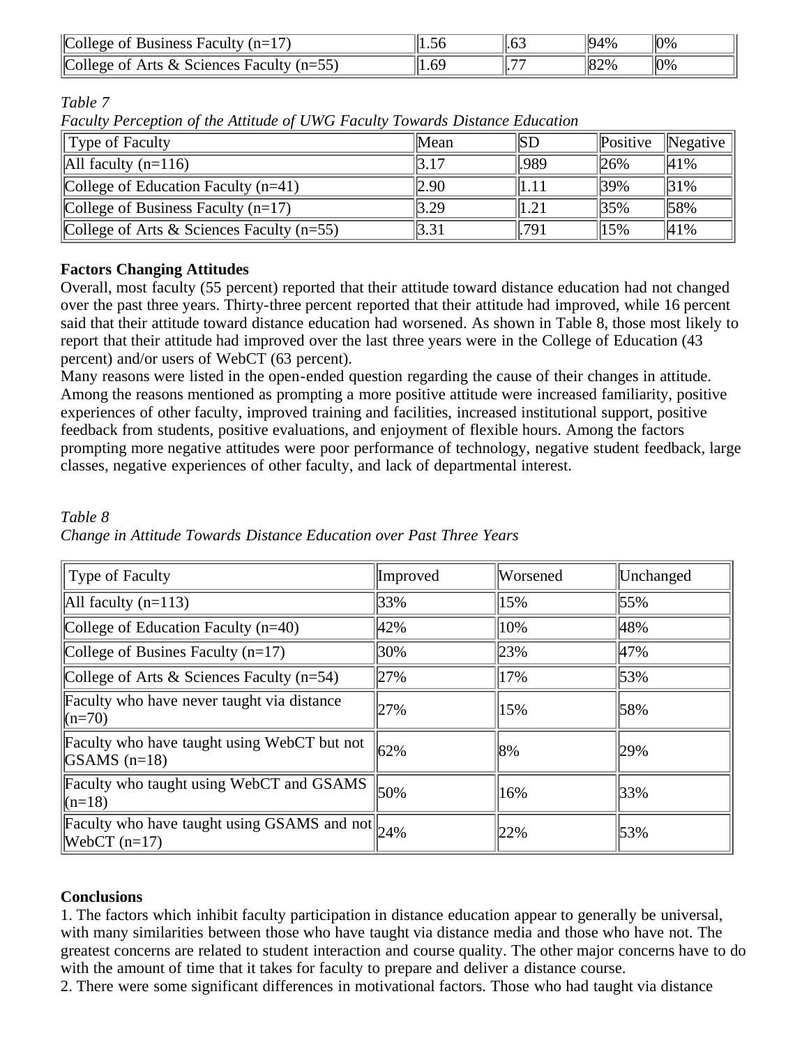| College of Business Faculty (n=17) | 1.56 | .63 | 94% | 0% |
|---|---|---|---|---|
| College of Arts & Sciences Faculty (n=55) | 1.69 | .77 | 82% | 0% |

*Table 7*
*Faculty Perception of the Attitude of UWG Faculty Towards Distance Education*

| Type of Faculty | Mean | SD | Positive | Negative |
|---|---|---|---|---|
| All faculty (n=116) | 3.17 | .989 | 26% | 41% |
| College of Education Faculty (n=41) | 2.90 | 1.11 | 39% | 31% |
| College of Business Faculty (n=17) | 3.29 | 1.21 | 35% | 58% |
| College of Arts & Sciences Faculty (n=55) | 3.31 | .791 | 15% | 41% |

**Factors Changing Attitudes**
Overall, most faculty (55 percent) reported that their attitude toward distance education had not changed over the past three years. Thirty-three percent reported that their attitude had improved, while 16 percent said that their attitude toward distance education had worsened. As shown in Table 8, those most likely to report that their attitude had improved over the last three years were in the College of Education (43 percent) and/or users of WebCT (63 percent).
Many reasons were listed in the open-ended question regarding the cause of their changes in attitude. Among the reasons mentioned as prompting a more positive attitude were increased familiarity, positive experiences of other faculty, improved training and facilities, increased institutional support, positive feedback from students, positive evaluations, and enjoyment of flexible hours. Among the factors prompting more negative attitudes were poor performance of technology, negative student feedback, large classes, negative experiences of other faculty, and lack of departmental interest.

*Table 8*
*Change in Attitude Towards Distance Education over Past Three Years*

| Type of Faculty | Improved | Worsened | Unchanged |
|---|---|---|---|
| All faculty (n=113) | 33% | 15% | 55% |
| College of Education Faculty (n=40) | 42% | 10% | 48% |
| College of Busines Faculty (n=17) | 30% | 23% | 47% |
| College of Arts & Sciences Faculty (n=54) | 27% | 17% | 53% |
| Faculty who have never taught via distance (n=70) | 27% | 15% | 58% |
| Faculty who have taught using WebCT but not GSAMS (n=18) | 62% | 8% | 29% |
| Faculty who taught using WebCT and GSAMS (n=18) | 50% | 16% | 33% |
| Faculty who have taught using GSAMS and not WebCT (n=17) | 24% | 22% | 53% |

**Conclusions**
1. The factors which inhibit faculty participation in distance education appear to generally be universal, with many similarities between those who have taught via distance media and those who have not. The greatest concerns are related to student interaction and course quality. The other major concerns have to do with the amount of time that it takes for faculty to prepare and deliver a distance course.
2. There were some significant differences in motivational factors. Those who had taught via distance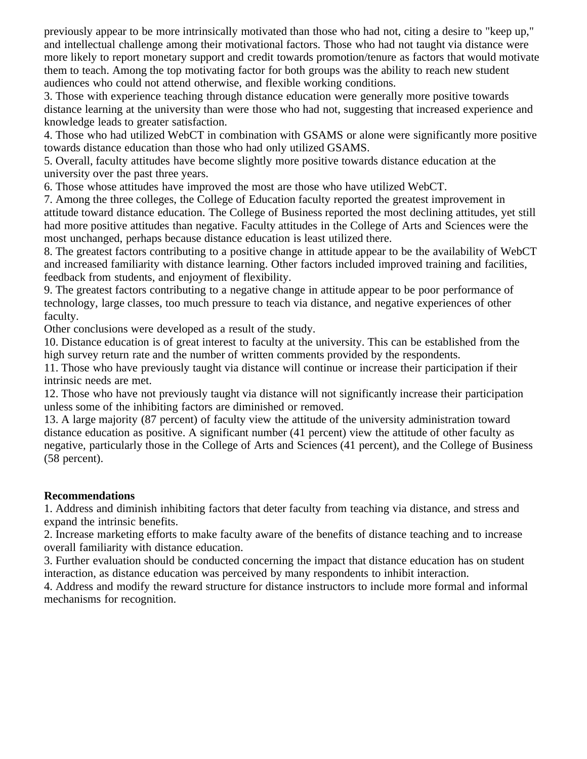previously appear to be more intrinsically motivated than those who had not, citing a desire to "keep up," and intellectual challenge among their motivational factors. Those who had not taught via distance were more likely to report monetary support and credit towards promotion/tenure as factors that would motivate them to teach. Among the top motivating factor for both groups was the ability to reach new student audiences who could not attend otherwise, and flexible working conditions.

3. Those with experience teaching through distance education were generally more positive towards distance learning at the university than were those who had not, suggesting that increased experience and knowledge leads to greater satisfaction.

4. Those who had utilized WebCT in combination with GSAMS or alone were significantly more positive towards distance education than those who had only utilized GSAMS.

5. Overall, faculty attitudes have become slightly more positive towards distance education at the university over the past three years.

6. Those whose attitudes have improved the most are those who have utilized WebCT.

7. Among the three colleges, the College of Education faculty reported the greatest improvement in attitude toward distance education. The College of Business reported the most declining attitudes, yet still had more positive attitudes than negative. Faculty attitudes in the College of Arts and Sciences were the most unchanged, perhaps because distance education is least utilized there.

8. The greatest factors contributing to a positive change in attitude appear to be the availability of WebCT and increased familiarity with distance learning. Other factors included improved training and facilities, feedback from students, and enjoyment of flexibility.

9. The greatest factors contributing to a negative change in attitude appear to be poor performance of technology, large classes, too much pressure to teach via distance, and negative experiences of other faculty.

Other conclusions were developed as a result of the study.

10. Distance education is of great interest to faculty at the university. This can be established from the high survey return rate and the number of written comments provided by the respondents.

11. Those who have previously taught via distance will continue or increase their participation if their intrinsic needs are met.

12. Those who have not previously taught via distance will not significantly increase their participation unless some of the inhibiting factors are diminished or removed.

13. A large majority (87 percent) of faculty view the attitude of the university administration toward distance education as positive. A significant number (41 percent) view the attitude of other faculty as negative, particularly those in the College of Arts and Sciences (41 percent), and the College of Business (58 percent).

**Recommendations**

1. Address and diminish inhibiting factors that deter faculty from teaching via distance, and stress and expand the intrinsic benefits.

2. Increase marketing efforts to make faculty aware of the benefits of distance teaching and to increase overall familiarity with distance education.

3. Further evaluation should be conducted concerning the impact that distance education has on student interaction, as distance education was perceived by many respondents to inhibit interaction.

4. Address and modify the reward structure for distance instructors to include more formal and informal mechanisms for recognition.